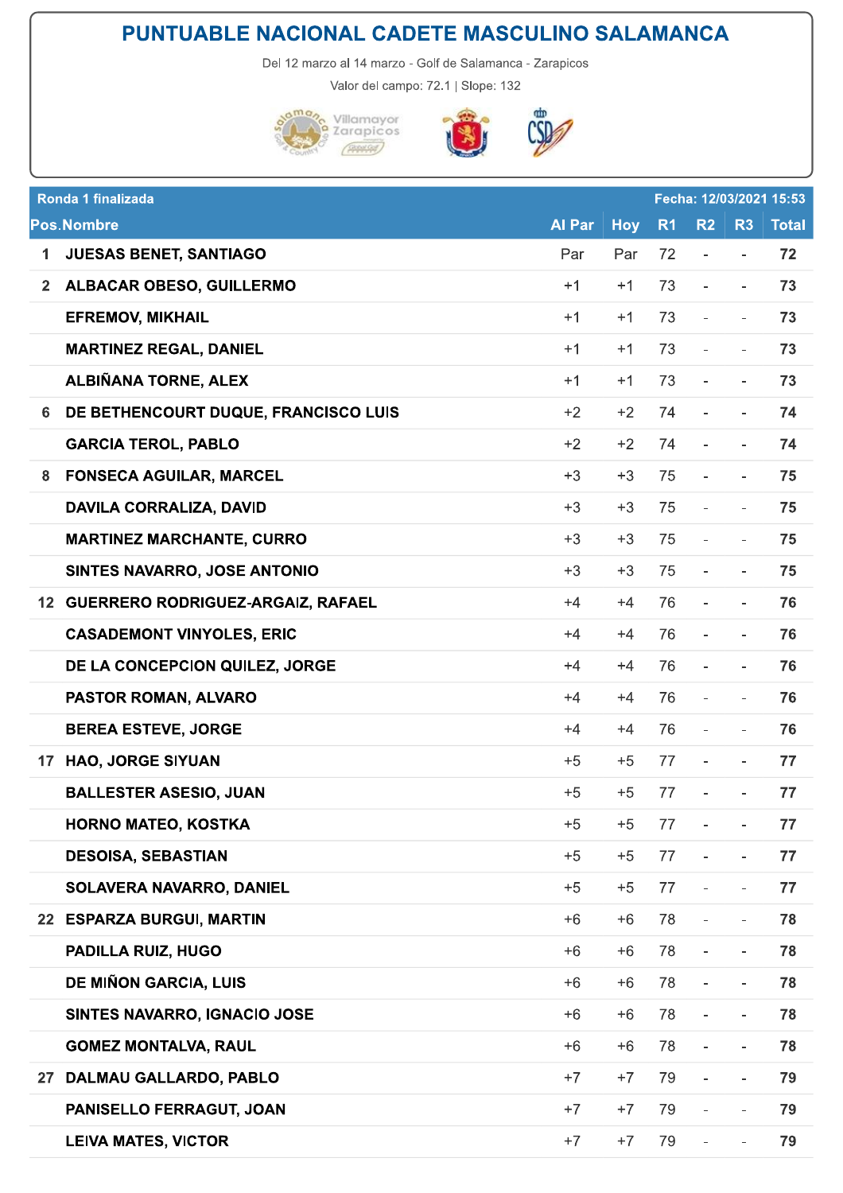# PUNTUABLE NACIONAL CADETE MASCULINO SALAMANCA

Del 12 marzo al 14 marzo - Golf de Salamanca - Zarapicos

Valor del campo: 72.1 | Slope: 132

| Ronda 1 finalizada | | | | | | | Fecha: 12/03/2021 15:53 |
|---|---|---|---|---|---|---|---|
| **Pos.** | **Nombre** | **Al Par** | **Hoy** | **R1** | **R2** | **R3** | **Total** |
| 1 | JUESAS BENET, SANTIAGO | Par | Par | 72 | - | - | 72 |
| 2 | ALBACAR OBESO, GUILLERMO | +1 | +1 | 73 | - | - | 73 |
| | EFREMOV, MIKHAIL | +1 | +1 | 73 | - | - | 73 |
| | MARTINEZ REGAL, DANIEL | +1 | +1 | 73 | - | - | 73 |
| | ALBIÑANA TORNE, ALEX | +1 | +1 | 73 | - | - | 73 |
| 6 | DE BETHENCOURT DUQUE, FRANCISCO LUIS | +2 | +2 | 74 | - | - | 74 |
| | GARCIA TEROL, PABLO | +2 | +2 | 74 | - | - | 74 |
| 8 | FONSECA AGUILAR, MARCEL | +3 | +3 | 75 | - | - | 75 |
| | DAVILA CORRALIZA, DAVID | +3 | +3 | 75 | - | - | 75 |
| | MARTINEZ MARCHANTE, CURRO | +3 | +3 | 75 | - | - | 75 |
| | SINTES NAVARRO, JOSE ANTONIO | +3 | +3 | 75 | - | - | 75 |
| 12 | GUERRERO RODRIGUEZ-ARGAIZ, RAFAEL | +4 | +4 | 76 | - | - | 76 |
| | CASADEMONT VINYOLES, ERIC | +4 | +4 | 76 | - | - | 76 |
| | DE LA CONCEPCION QUILEZ, JORGE | +4 | +4 | 76 | - | - | 76 |
| | PASTOR ROMAN, ALVARO | +4 | +4 | 76 | - | - | 76 |
| | BEREA ESTEVE, JORGE | +4 | +4 | 76 | - | - | 76 |
| 17 | HAO, JORGE SIYUAN | +5 | +5 | 77 | - | - | 77 |
| | BALLESTER ASESIO, JUAN | +5 | +5 | 77 | - | - | 77 |
| | HORNO MATEO, KOSTKA | +5 | +5 | 77 | - | - | 77 |
| | DESOISA, SEBASTIAN | +5 | +5 | 77 | - | - | 77 |
| | SOLAVERA NAVARRO, DANIEL | +5 | +5 | 77 | - | - | 77 |
| 22 | ESPARZA BURGUI, MARTIN | +6 | +6 | 78 | - | - | 78 |
| | PADILLA RUIZ, HUGO | +6 | +6 | 78 | - | - | 78 |
| | DE MIÑON GARCIA, LUIS | +6 | +6 | 78 | - | - | 78 |
| | SINTES NAVARRO, IGNACIO JOSE | +6 | +6 | 78 | - | - | 78 |
| | GOMEZ MONTALVA, RAUL | +6 | +6 | 78 | - | - | 78 |
| 27 | DALMAU GALLARDO, PABLO | +7 | +7 | 79 | - | - | 79 |
| | PANISELLO FERRAGUT, JOAN | +7 | +7 | 79 | - | - | 79 |
| | LEIVA MATES, VICTOR | +7 | +7 | 79 | - | - | 79 |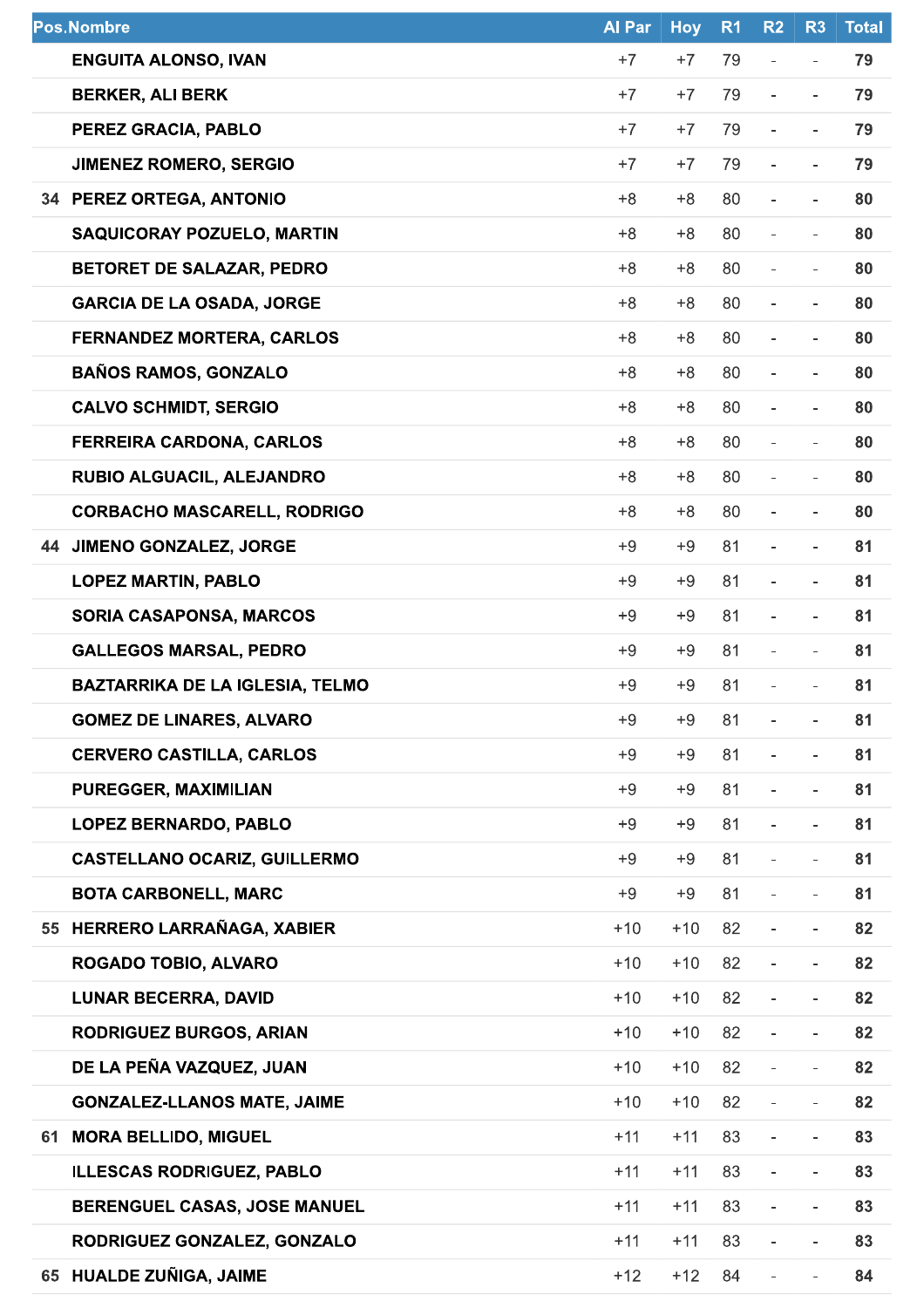| Pos. | Nombre | Al Par | Hoy | R1 | R2 | R3 | Total |
|---|---|---|---|---|---|---|---|
| | ENGUITA ALONSO, IVAN | +7 | +7 | 79 | - | - | 79 |
| | BERKER, ALI BERK | +7 | +7 | 79 | - | - | 79 |
| | PEREZ GRACIA, PABLO | +7 | +7 | 79 | - | - | 79 |
| | JIMENEZ ROMERO, SERGIO | +7 | +7 | 79 | - | - | 79 |
| 34 | PEREZ ORTEGA, ANTONIO | +8 | +8 | 80 | - | - | 80 |
| | SAQUICORAY POZUELO, MARTIN | +8 | +8 | 80 | - | - | 80 |
| | BETORET DE SALAZAR, PEDRO | +8 | +8 | 80 | - | - | 80 |
| | GARCIA DE LA OSADA, JORGE | +8 | +8 | 80 | - | - | 80 |
| | FERNANDEZ MORTERA, CARLOS | +8 | +8 | 80 | - | - | 80 |
| | BAÑOS RAMOS, GONZALO | +8 | +8 | 80 | - | - | 80 |
| | CALVO SCHMIDT, SERGIO | +8 | +8 | 80 | - | - | 80 |
| | FERREIRA CARDONA, CARLOS | +8 | +8 | 80 | - | - | 80 |
| | RUBIO ALGUACIL, ALEJANDRO | +8 | +8 | 80 | - | - | 80 |
| | CORBACHO MASCARELL, RODRIGO | +8 | +8 | 80 | - | - | 80 |
| 44 | JIMENO GONZALEZ, JORGE | +9 | +9 | 81 | - | - | 81 |
| | LOPEZ MARTIN, PABLO | +9 | +9 | 81 | - | - | 81 |
| | SORIA CASAPONSA, MARCOS | +9 | +9 | 81 | - | - | 81 |
| | GALLEGOS MARSAL, PEDRO | +9 | +9 | 81 | - | - | 81 |
| | BAZTARRIKA DE LA IGLESIA, TELMO | +9 | +9 | 81 | - | - | 81 |
| | GOMEZ DE LINARES, ALVARO | +9 | +9 | 81 | - | - | 81 |
| | CERVERO CASTILLA, CARLOS | +9 | +9 | 81 | - | - | 81 |
| | PUREGGER, MAXIMILIAN | +9 | +9 | 81 | - | - | 81 |
| | LOPEZ BERNARDO, PABLO | +9 | +9 | 81 | - | - | 81 |
| | CASTELLANO OCARIZ, GUILLERMO | +9 | +9 | 81 | - | - | 81 |
| | BOTA CARBONELL, MARC | +9 | +9 | 81 | - | - | 81 |
| 55 | HERRERO LARRAÑAGA, XABIER | +10 | +10 | 82 | - | - | 82 |
| | ROGADO TOBIO, ALVARO | +10 | +10 | 82 | - | - | 82 |
| | LUNAR BECERRA, DAVID | +10 | +10 | 82 | - | - | 82 |
| | RODRIGUEZ BURGOS, ARIAN | +10 | +10 | 82 | - | - | 82 |
| | DE LA PEÑA VAZQUEZ, JUAN | +10 | +10 | 82 | - | - | 82 |
| | GONZALEZ-LLANOS MATE, JAIME | +10 | +10 | 82 | - | - | 82 |
| 61 | MORA BELLIDO, MIGUEL | +11 | +11 | 83 | - | - | 83 |
| | ILLESCAS RODRIGUEZ, PABLO | +11 | +11 | 83 | - | - | 83 |
| | BERENGUEL CASAS, JOSE MANUEL | +11 | +11 | 83 | - | - | 83 |
| | RODRIGUEZ GONZALEZ, GONZALO | +11 | +11 | 83 | - | - | 83 |
| 65 | HUALDE ZUÑIGA, JAIME | +12 | +12 | 84 | - | - | 84 |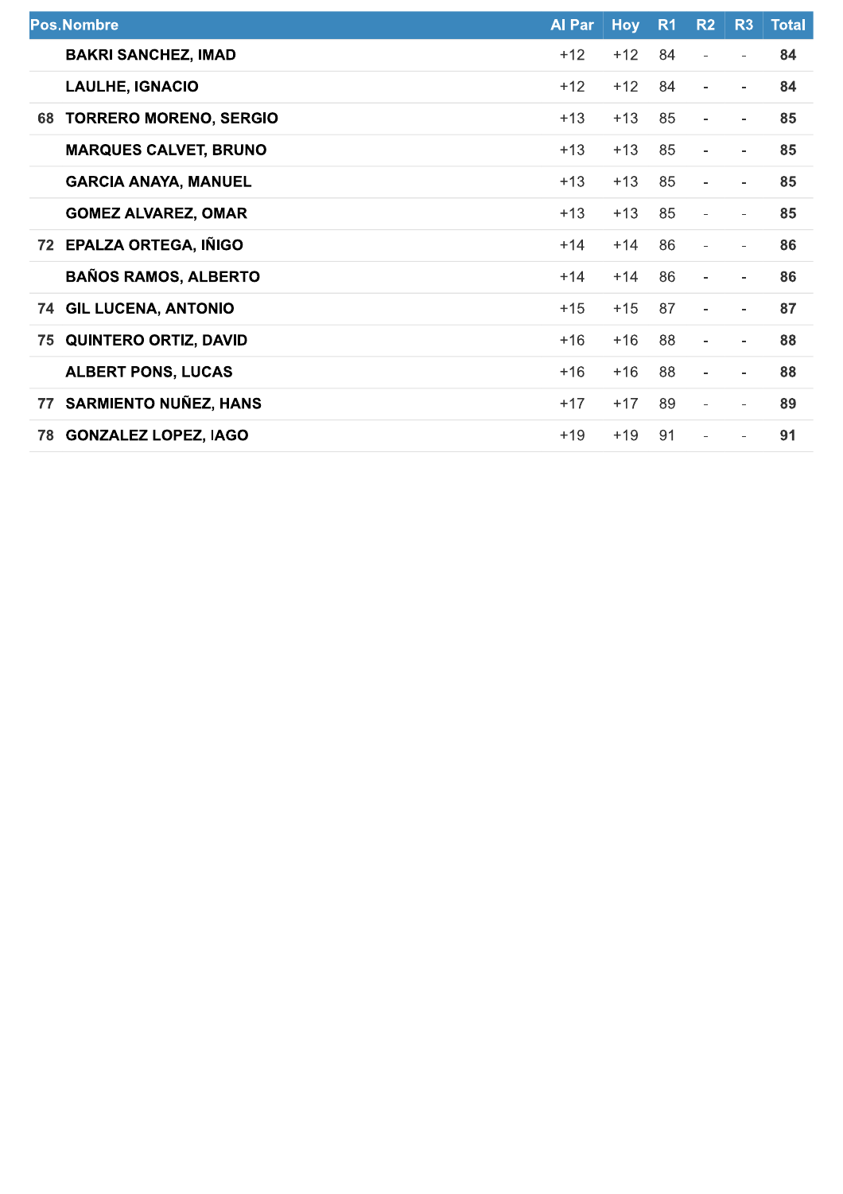| Pos. | Nombre | Al Par | Hoy | R1 | R2 | R3 | Total |
|---|---|---|---|---|---|---|---|
| | BAKRI SANCHEZ, IMAD | +12 | +12 | 84 | - | - | **84** |
| | LAULHE, IGNACIO | +12 | +12 | 84 | - | - | **84** |
| 68 | TORRERO MORENO, SERGIO | +13 | +13 | 85 | - | - | **85** |
| | MARQUES CALVET, BRUNO | +13 | +13 | 85 | - | - | **85** |
| | GARCIA ANAYA, MANUEL | +13 | +13 | 85 | - | - | **85** |
| | GOMEZ ALVAREZ, OMAR | +13 | +13 | 85 | - | - | **85** |
| 72 | EPALZA ORTEGA, IÑIGO | +14 | +14 | 86 | - | - | **86** |
| | BAÑOS RAMOS, ALBERTO | +14 | +14 | 86 | - | - | **86** |
| 74 | GIL LUCENA, ANTONIO | +15 | +15 | 87 | - | - | **87** |
| 75 | QUINTERO ORTIZ, DAVID | +16 | +16 | 88 | - | - | **88** |
| | ALBERT PONS, LUCAS | +16 | +16 | 88 | - | - | **88** |
| 77 | SARMIENTO NUÑEZ, HANS | +17 | +17 | 89 | - | - | **89** |
| 78 | GONZALEZ LOPEZ, IAGO | +19 | +19 | 91 | - | - | **91** |